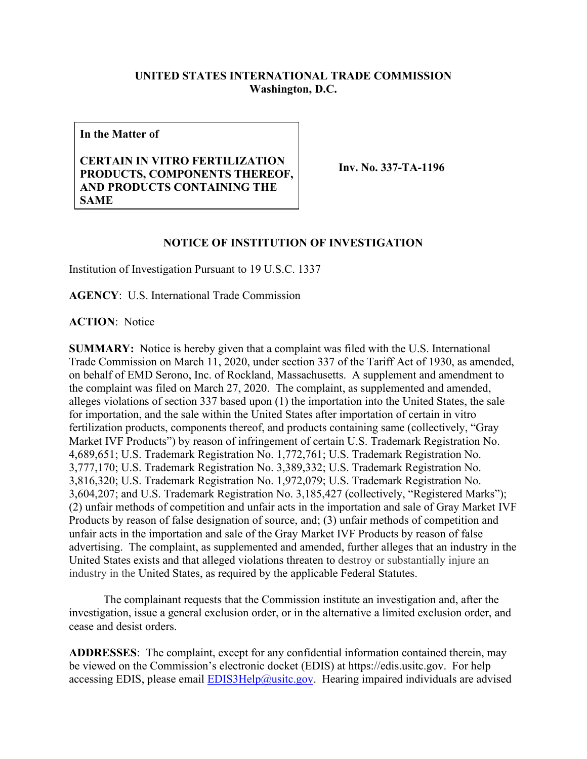**UNITED STATES INTERNATIONAL TRADE COMMISSION**
**Washington, D.C.**

| **In the Matter of**<br><br>**CERTAIN IN VITRO FERTILIZATION PRODUCTS, COMPONENTS THEREOF, AND PRODUCTS CONTAINING THE SAME** | **Inv. No. 337-TA-1196** |
|---|---|

**NOTICE OF INSTITUTION OF INVESTIGATION**

Institution of Investigation Pursuant to 19 U.S.C. 1337

**AGENCY**: U.S. International Trade Commission

**ACTION**: Notice

**SUMMARY:** Notice is hereby given that a complaint was filed with the U.S. International Trade Commission on March 11, 2020, under section 337 of the Tariff Act of 1930, as amended, on behalf of EMD Serono, Inc. of Rockland, Massachusetts. A supplement and amendment to the complaint was filed on March 27, 2020. The complaint, as supplemented and amended, alleges violations of section 337 based upon (1) the importation into the United States, the sale for importation, and the sale within the United States after importation of certain in vitro fertilization products, components thereof, and products containing same (collectively, "Gray Market IVF Products") by reason of infringement of certain U.S. Trademark Registration No. 4,689,651; U.S. Trademark Registration No. 1,772,761; U.S. Trademark Registration No. 3,777,170; U.S. Trademark Registration No. 3,389,332; U.S. Trademark Registration No. 3,816,320; U.S. Trademark Registration No. 1,972,079; U.S. Trademark Registration No. 3,604,207; and U.S. Trademark Registration No. 3,185,427 (collectively, "Registered Marks"); (2) unfair methods of competition and unfair acts in the importation and sale of Gray Market IVF Products by reason of false designation of source, and; (3) unfair methods of competition and unfair acts in the importation and sale of the Gray Market IVF Products by reason of false advertising. The complaint, as supplemented and amended, further alleges that an industry in the United States exists and that alleged violations threaten to destroy or substantially injure an industry in the United States, as required by the applicable Federal Statutes.

The complainant requests that the Commission institute an investigation and, after the investigation, issue a general exclusion order, or in the alternative a limited exclusion order, and cease and desist orders.

**ADDRESSES**: The complaint, except for any confidential information contained therein, may be viewed on the Commission's electronic docket (EDIS) at https://edis.usitc.gov. For help accessing EDIS, please email EDIS3Help@usitc.gov. Hearing impaired individuals are advised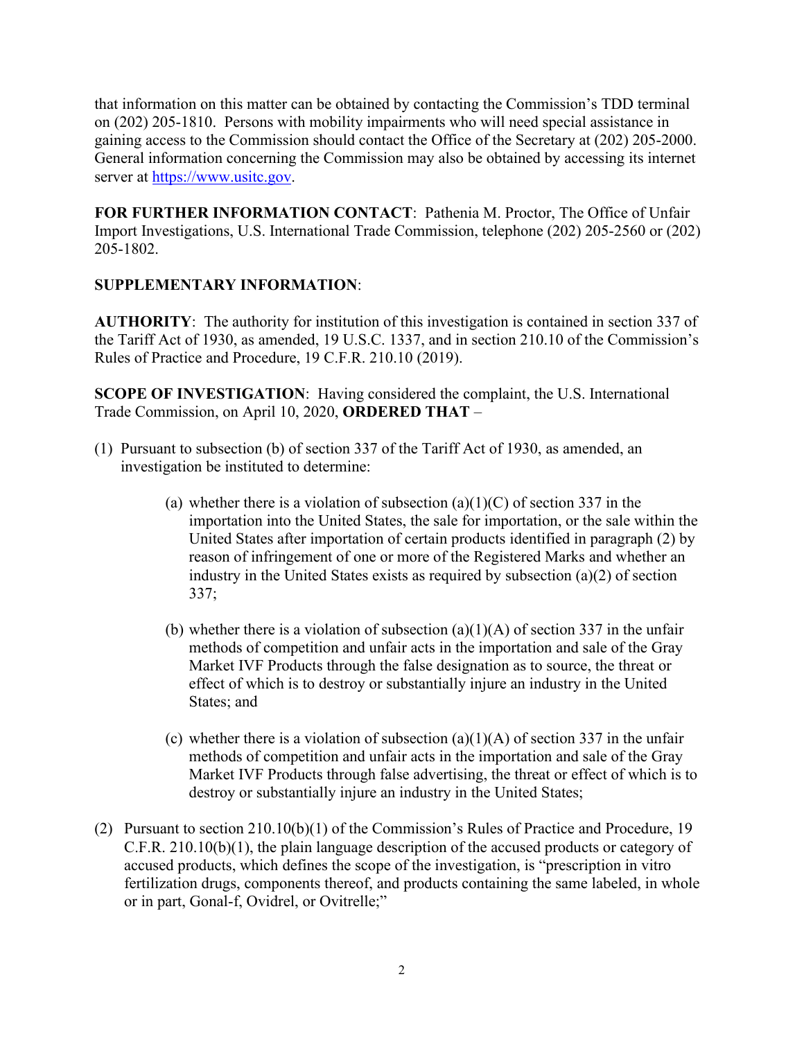that information on this matter can be obtained by contacting the Commission's TDD terminal on (202) 205-1810. Persons with mobility impairments who will need special assistance in gaining access to the Commission should contact the Office of the Secretary at (202) 205-2000. General information concerning the Commission may also be obtained by accessing its internet server at https://www.usitc.gov.

**FOR FURTHER INFORMATION CONTACT**: Pathenia M. Proctor, The Office of Unfair Import Investigations, U.S. International Trade Commission, telephone (202) 205-2560 or (202) 205-1802.

**SUPPLEMENTARY INFORMATION**:

**AUTHORITY**: The authority for institution of this investigation is contained in section 337 of the Tariff Act of 1930, as amended, 19 U.S.C. 1337, and in section 210.10 of the Commission's Rules of Practice and Procedure, 19 C.F.R. 210.10 (2019).

**SCOPE OF INVESTIGATION**: Having considered the complaint, the U.S. International Trade Commission, on April 10, 2020, **ORDERED THAT** –

(1) Pursuant to subsection (b) of section 337 of the Tariff Act of 1930, as amended, an investigation be instituted to determine:

  (a) whether there is a violation of subsection (a)(1)(C) of section 337 in the importation into the United States, the sale for importation, or the sale within the United States after importation of certain products identified in paragraph (2) by reason of infringement of one or more of the Registered Marks and whether an industry in the United States exists as required by subsection (a)(2) of section 337;

  (b) whether there is a violation of subsection (a)(1)(A) of section 337 in the unfair methods of competition and unfair acts in the importation and sale of the Gray Market IVF Products through the false designation as to source, the threat or effect of which is to destroy or substantially injure an industry in the United States; and

  (c) whether there is a violation of subsection (a)(1)(A) of section 337 in the unfair methods of competition and unfair acts in the importation and sale of the Gray Market IVF Products through false advertising, the threat or effect of which is to destroy or substantially injure an industry in the United States;

(2) Pursuant to section 210.10(b)(1) of the Commission's Rules of Practice and Procedure, 19 C.F.R. 210.10(b)(1), the plain language description of the accused products or category of accused products, which defines the scope of the investigation, is "prescription in vitro fertilization drugs, components thereof, and products containing the same labeled, in whole or in part, Gonal-f, Ovidrel, or Ovitrelle;"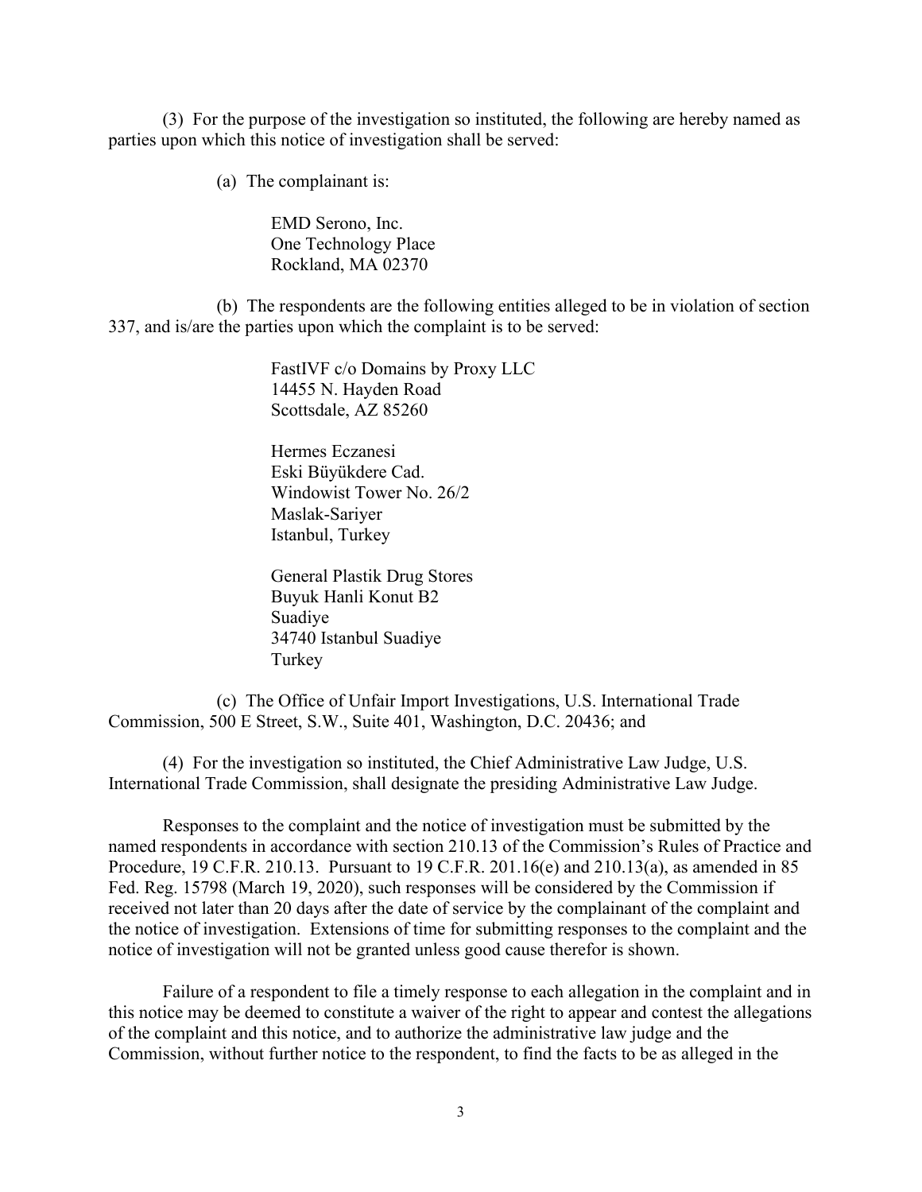(3) For the purpose of the investigation so instituted, the following are hereby named as parties upon which this notice of investigation shall be served:

(a) The complainant is:

EMD Serono, Inc.
One Technology Place
Rockland, MA 02370

(b) The respondents are the following entities alleged to be in violation of section 337, and is/are the parties upon which the complaint is to be served:

FastIVF c/o Domains by Proxy LLC
14455 N. Hayden Road
Scottsdale, AZ 85260

Hermes Eczanesi
Eski Büyükdere Cad.
Windowist Tower No. 26/2
Maslak-Sariyer
Istanbul, Turkey

General Plastik Drug Stores
Buyuk Hanli Konut B2
Suadiye
34740 Istanbul Suadiye
Turkey

(c) The Office of Unfair Import Investigations, U.S. International Trade Commission, 500 E Street, S.W., Suite 401, Washington, D.C. 20436; and

(4) For the investigation so instituted, the Chief Administrative Law Judge, U.S. International Trade Commission, shall designate the presiding Administrative Law Judge.

Responses to the complaint and the notice of investigation must be submitted by the named respondents in accordance with section 210.13 of the Commission's Rules of Practice and Procedure, 19 C.F.R. 210.13. Pursuant to 19 C.F.R. 201.16(e) and 210.13(a), as amended in 85 Fed. Reg. 15798 (March 19, 2020), such responses will be considered by the Commission if received not later than 20 days after the date of service by the complainant of the complaint and the notice of investigation. Extensions of time for submitting responses to the complaint and the notice of investigation will not be granted unless good cause therefor is shown.

Failure of a respondent to file a timely response to each allegation in the complaint and in this notice may be deemed to constitute a waiver of the right to appear and contest the allegations of the complaint and this notice, and to authorize the administrative law judge and the Commission, without further notice to the respondent, to find the facts to be as alleged in the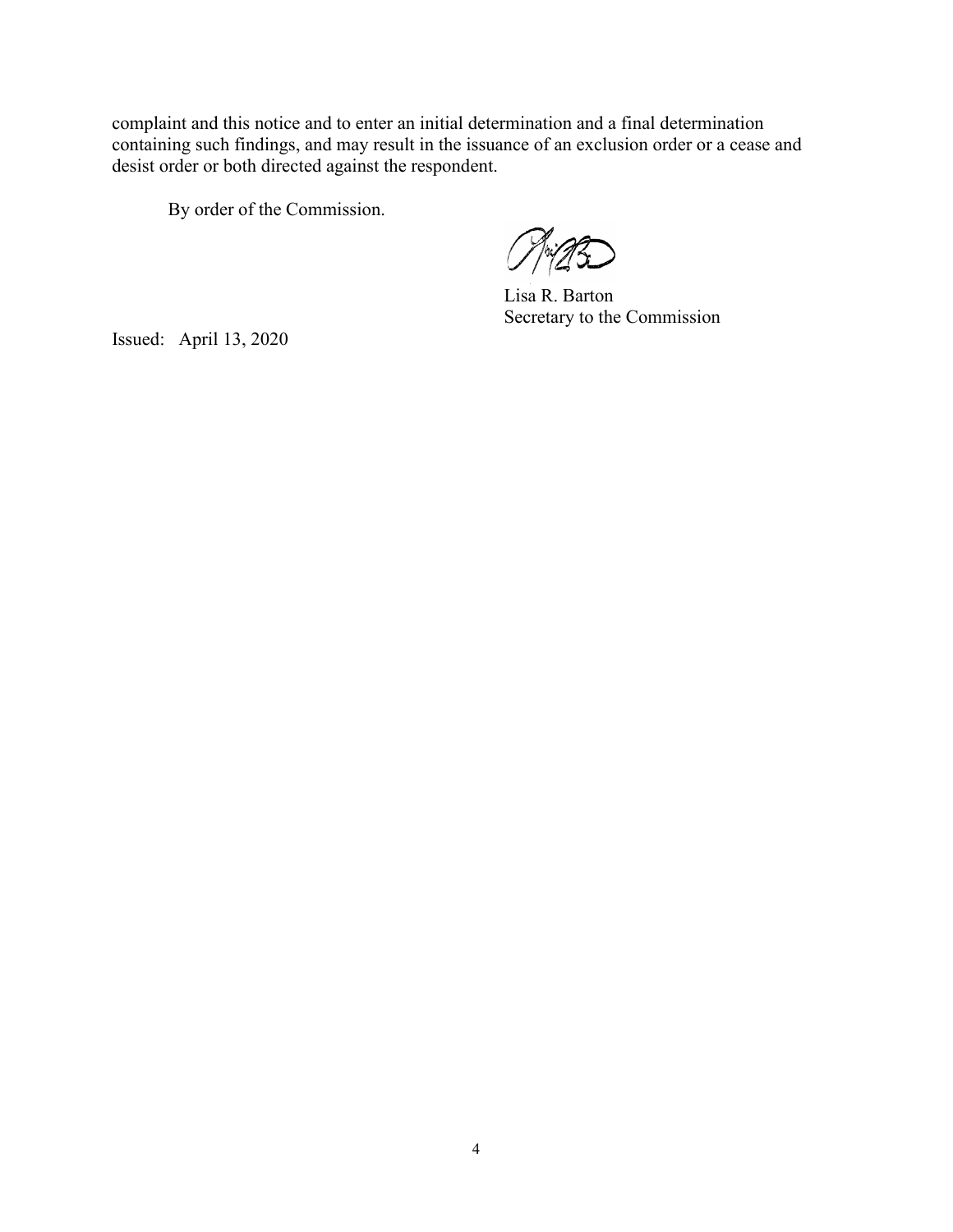complaint and this notice and to enter an initial determination and a final determination containing such findings, and may result in the issuance of an exclusion order or a cease and desist order or both directed against the respondent.

By order of the Commission.

Lisa R. Barton
Secretary to the Commission

Issued: April 13, 2020